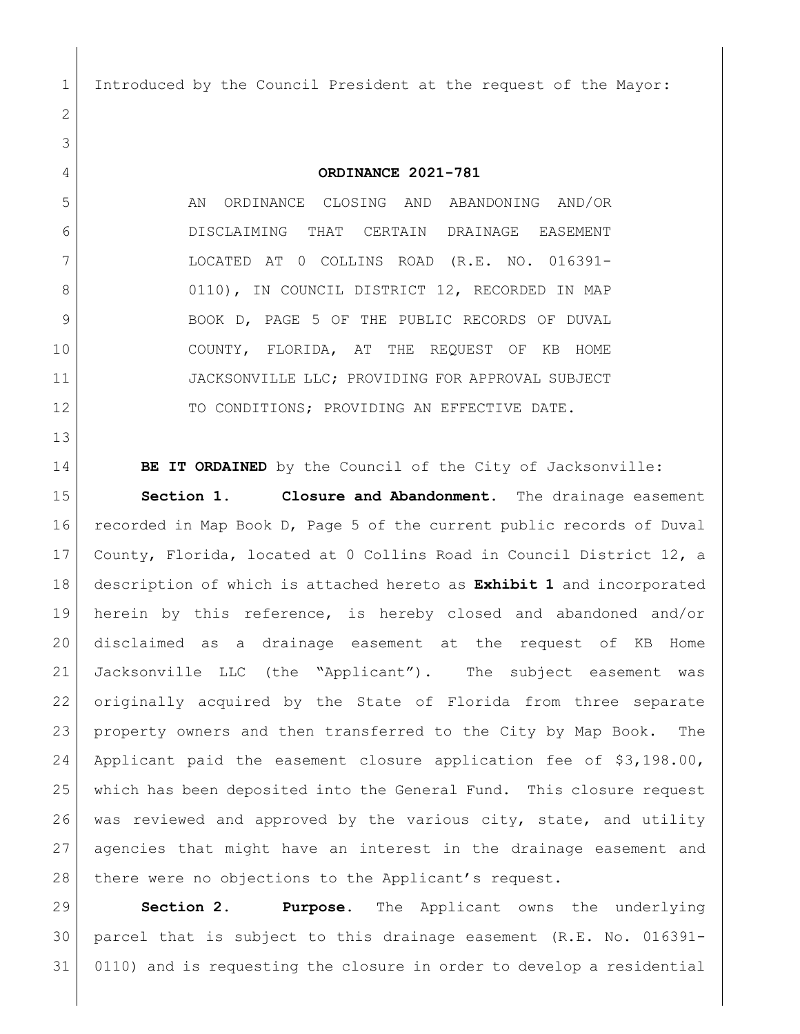Introduced by the Council President at the request of the Mayor:

# ORDINANCE 2021-781

AN ORDINANCE CLOSING AND ABANDONING AND/OR DISCLAIMING THAT CERTAIN DRAINAGE EASEMENT LOCATED AT 0 COLLINS ROAD (R.E. NO. 016391-0110), IN COUNCIL DISTRICT 12, RECORDED IN MAP BOOK D, PAGE 5 OF THE PUBLIC RECORDS OF DUVAL COUNTY, FLORIDA, AT THE REQUEST OF KB HOME JACKSONVILLE LLC; PROVIDING FOR APPROVAL SUBJECT TO CONDITIONS; PROVIDING AN EFFECTIVE DATE.

**BE IT ORDAINED** by the Council of the City of Jacksonville:

**Section 1. Closure and Abandonment.** The drainage easement recorded in Map Book D, Page 5 of the current public records of Duval County, Florida, located at 0 Collins Road in Council District 12, a description of which is attached hereto as **Exhibit 1** and incorporated herein by this reference, is hereby closed and abandoned and/or disclaimed as a drainage easement at the request of KB Home Jacksonville LLC (the "Applicant"). The subject easement was originally acquired by the State of Florida from three separate property owners and then transferred to the City by Map Book. The Applicant paid the easement closure application fee of $3,198.00, which has been deposited into the General Fund. This closure request was reviewed and approved by the various city, state, and utility agencies that might have an interest in the drainage easement and there were no objections to the Applicant's request.

**Section 2. Purpose.** The Applicant owns the underlying parcel that is subject to this drainage easement (R.E. No. 016391-0110) and is requesting the closure in order to develop a residential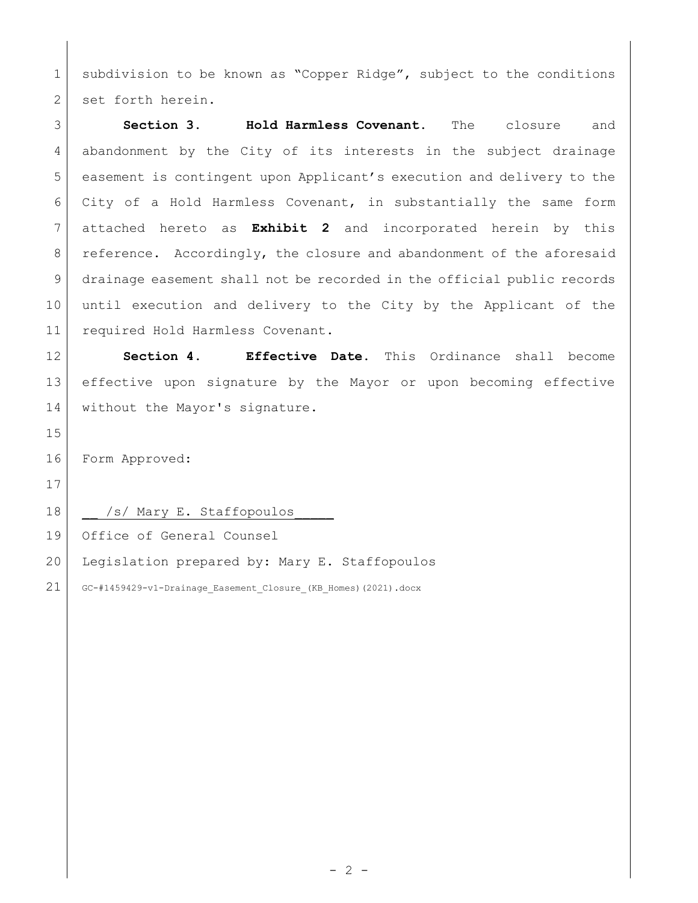subdivision to be known as "Copper Ridge", subject to the conditions set forth herein.

**Section 3. Hold Harmless Covenant.** The closure and abandonment by the City of its interests in the subject drainage easement is contingent upon Applicant's execution and delivery to the City of a Hold Harmless Covenant, in substantially the same form attached hereto as **Exhibit 2** and incorporated herein by this reference. Accordingly, the closure and abandonment of the aforesaid drainage easement shall not be recorded in the official public records until execution and delivery to the City by the Applicant of the required Hold Harmless Covenant.

**Section 4. Effective Date.** This Ordinance shall become effective upon signature by the Mayor or upon becoming effective without the Mayor's signature.

Form Approved:

__ /s/ Mary E. Staffopoulos_____

Office of General Counsel

Legislation prepared by: Mary E. Staffopoulos

GC-#1459429-v1-Drainage_Easement_Closure_(KB_Homes)(2021).docx